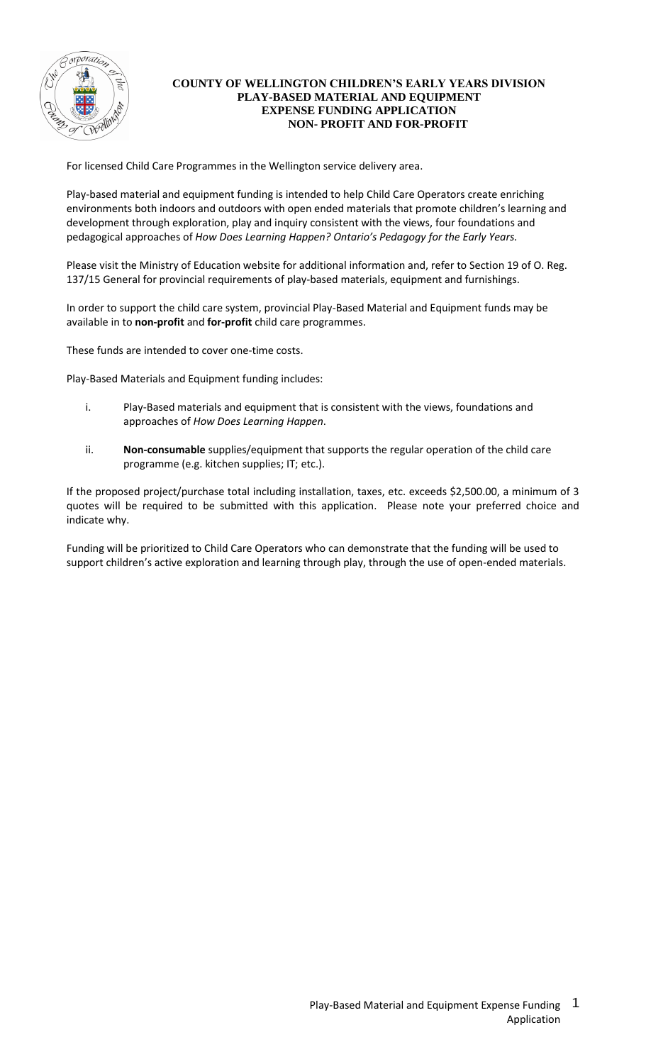# COUNTY OF WELLINGTON CHILDREN'S EARLY YEARS DIVISION
## PLAY-BASED MATERIAL AND EQUIPMENT
## EXPENSE FUNDING APPLICATION
## NON- PROFIT AND FOR-PROFIT

For licensed Child Care Programmes in the Wellington service delivery area.

Play-based material and equipment funding is intended to help Child Care Operators create enriching environments both indoors and outdoors with open ended materials that promote children's learning and development through exploration, play and inquiry consistent with the views, four foundations and pedagogical approaches of *How Does Learning Happen? Ontario's Pedagogy for the Early Years.*

Please visit the Ministry of Education website for additional information and, refer to Section 19 of O. Reg. 137/15 General for provincial requirements of play-based materials, equipment and furnishings.

In order to support the child care system, provincial Play-Based Material and Equipment funds may be available in to **non-profit** and **for-profit** child care programmes.

These funds are intended to cover one-time costs.

Play-Based Materials and Equipment funding includes:

i. Play-Based materials and equipment that is consistent with the views, foundations and approaches of *How Does Learning Happen*.

ii. **Non-consumable** supplies/equipment that supports the regular operation of the child care programme (e.g. kitchen supplies; IT; etc.).

If the proposed project/purchase total including installation, taxes, etc. exceeds $2,500.00, a minimum of 3 quotes will be required to be submitted with this application. Please note your preferred choice and indicate why.

Funding will be prioritized to Child Care Operators who can demonstrate that the funding will be used to support children's active exploration and learning through play, through the use of open-ended materials.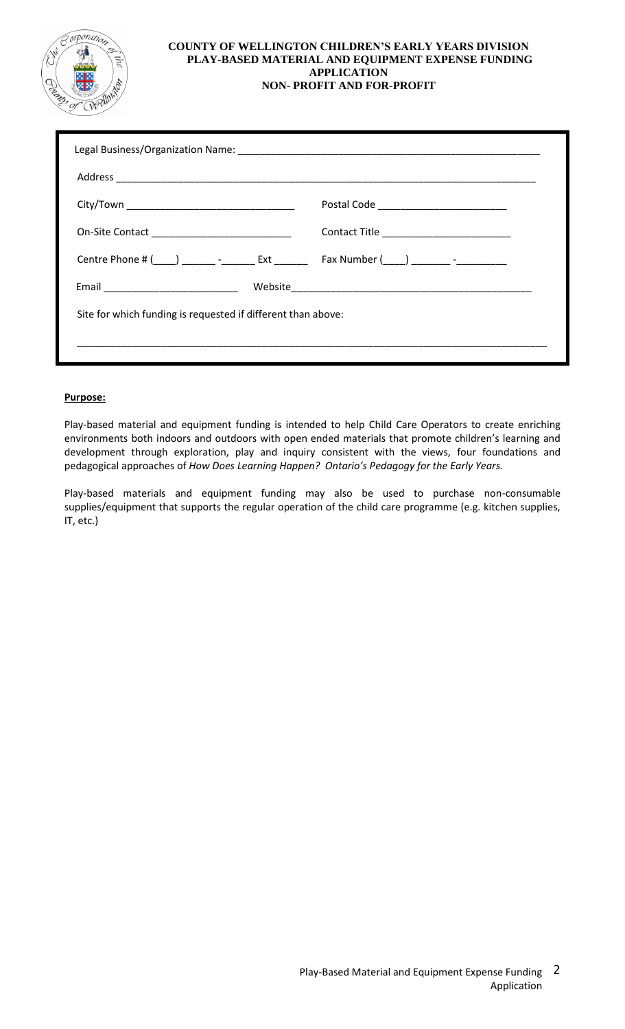**COUNTY OF WELLINGTON CHILDREN'S EARLY YEARS DIVISION**
**PLAY-BASED MATERIAL AND EQUIPMENT EXPENSE FUNDING APPLICATION**
**NON- PROFIT AND FOR-PROFIT**

Legal Business/Organization Name: ______________________________________________________

Address ______________________________________________________________________________

City/Town ______________________________ Postal Code ________________________

On-Site Contact _________________________ Contact Title ________________________

Centre Phone # (____) ______ -______ Ext _______ Fax Number (____) _______ -_________

Email ________________________ Website___________________________________________

Site for which funding is requested if different than above:

_____________________________________________________________________________________

**Purpose:**

Play-based material and equipment funding is intended to help Child Care Operators to create enriching environments both indoors and outdoors with open ended materials that promote children's learning and development through exploration, play and inquiry consistent with the views, four foundations and pedagogical approaches of *How Does Learning Happen? Ontario's Pedagogy for the Early Years.*

Play-based materials and equipment funding may also be used to purchase non-consumable supplies/equipment that supports the regular operation of the child care programme (e.g. kitchen supplies, IT, etc.)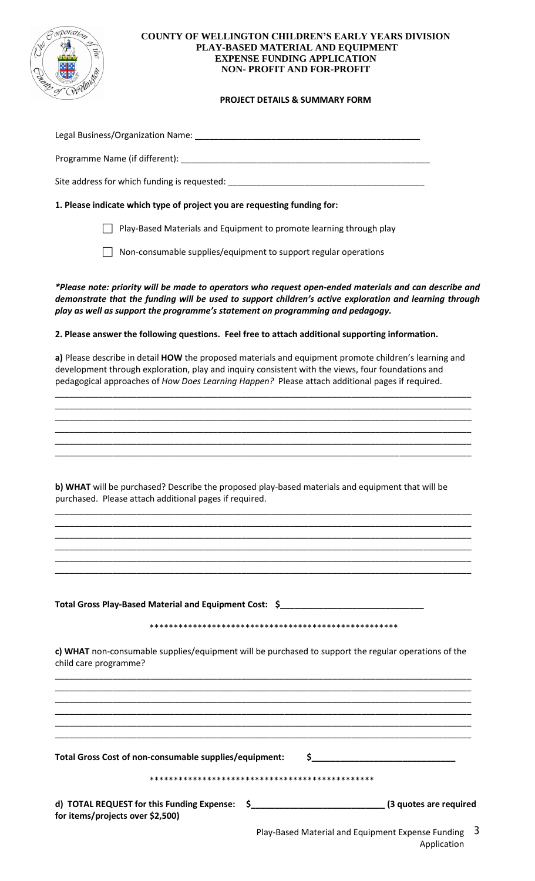**COUNTY OF WELLINGTON CHILDREN'S EARLY YEARS DIVISION**
**PLAY-BASED MATERIAL AND EQUIPMENT**
**EXPENSE FUNDING APPLICATION**
**NON- PROFIT AND FOR-PROFIT**

**PROJECT DETAILS & SUMMARY FORM**

Legal Business/Organization Name: _______________________________________________

Programme Name (if different): _____________________________________________________

Site address for which funding is requested: ________________________________________

**1. Please indicate which type of project you are requesting funding for:**

☐ Play-Based Materials and Equipment to promote learning through play

☐ Non-consumable supplies/equipment to support regular operations

***Please note: priority will be made to operators who request open-ended materials and can describe and demonstrate that the funding will be used to support children's active exploration and learning through play as well as support the programme's statement on programming and pedagogy.***

**2. Please answer the following questions. Feel free to attach additional supporting information.**

**a)** Please describe in detail **HOW** the proposed materials and equipment promote children's learning and development through exploration, play and inquiry consistent with the views, four foundations and pedagogical approaches of *How Does Learning Happen?* Please attach additional pages if required.

_____________________________________________________________________________________
_____________________________________________________________________________________
_____________________________________________________________________________________
_____________________________________________________________________________________
_____________________________________________________________________________________
_____________________________________________________________________________________

**b) WHAT** will be purchased? Describe the proposed play-based materials and equipment that will be purchased. Please attach additional pages if required.

_____________________________________________________________________________________
_____________________________________________________________________________________
_____________________________________________________________________________________
_____________________________________________________________________________________
_____________________________________________________________________________________
_____________________________________________________________________________________

**Total Gross Play-Based Material and Equipment Cost: $_____________________________**

*****************************************************

**c) WHAT** non-consumable supplies/equipment will be purchased to support the regular operations of the child care programme?

_____________________________________________________________________________________
_____________________________________________________________________________________
_____________________________________________________________________________________
_____________________________________________________________________________________
_____________________________________________________________________________________
_____________________________________________________________________________________

**Total Gross Cost of non-consumable supplies/equipment: $_____________________________**

***********************************************

**d) TOTAL REQUEST for this Funding Expense: $___________________________ (3 quotes are required for items/projects over $2,500)**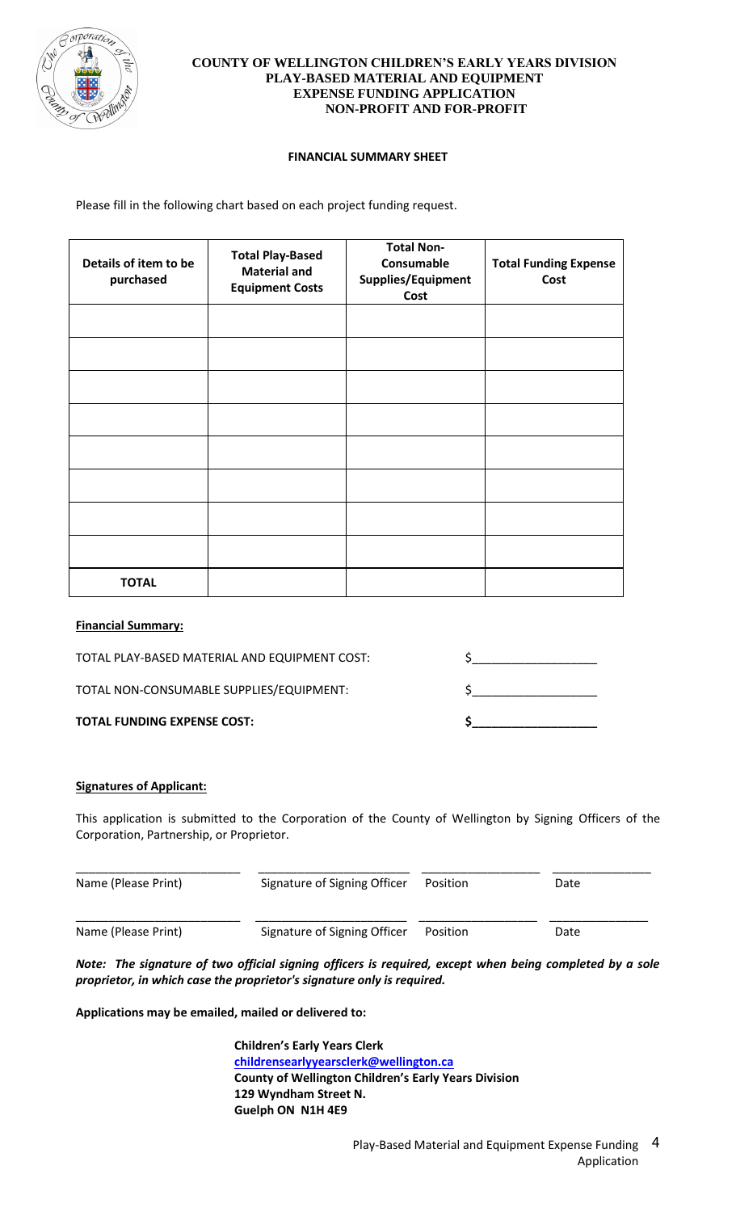**COUNTY OF WELLINGTON CHILDREN'S EARLY YEARS DIVISION**
**PLAY-BASED MATERIAL AND EQUIPMENT**
**EXPENSE FUNDING APPLICATION**
**NON-PROFIT AND FOR-PROFIT**

**FINANCIAL SUMMARY SHEET**

Please fill in the following chart based on each project funding request.

| Details of item to be purchased | Total Play-Based Material and Equipment Costs | Total Non-Consumable Supplies/Equipment Cost | Total Funding Expense Cost |
|---|---|---|---|
| | | | |
| | | | |
| | | | |
| | | | |
| | | | |
| | | | |
| | | | |
| | | | |
| **TOTAL** | | | |

**Financial Summary:**

TOTAL PLAY-BASED MATERIAL AND EQUIPMENT COST: $__________________

TOTAL NON-CONSUMABLE SUPPLIES/EQUIPMENT: $__________________

**TOTAL FUNDING EXPENSE COST: $__________________**

**Signatures of Applicant:**

This application is submitted to the Corporation of the County of Wellington by Signing Officers of the Corporation, Partnership, or Proprietor.

| Name (Please Print) | Signature of Signing Officer | Position | Date |
|---|---|---|---|
| | | | |

| Name (Please Print) | Signature of Signing Officer | Position | Date |
|---|---|---|---|
| | | | |

***Note: The signature of two official signing officers is required, except when being completed by a sole proprietor, in which case the proprietor's signature only is required.***

**Applications may be emailed, mailed or delivered to:**

**Children's Early Years Clerk**
**childrensearlyyearsclerk@wellington.ca**
**County of Wellington Children's Early Years Division**
**129 Wyndham Street N.**
**Guelph ON N1H 4E9**